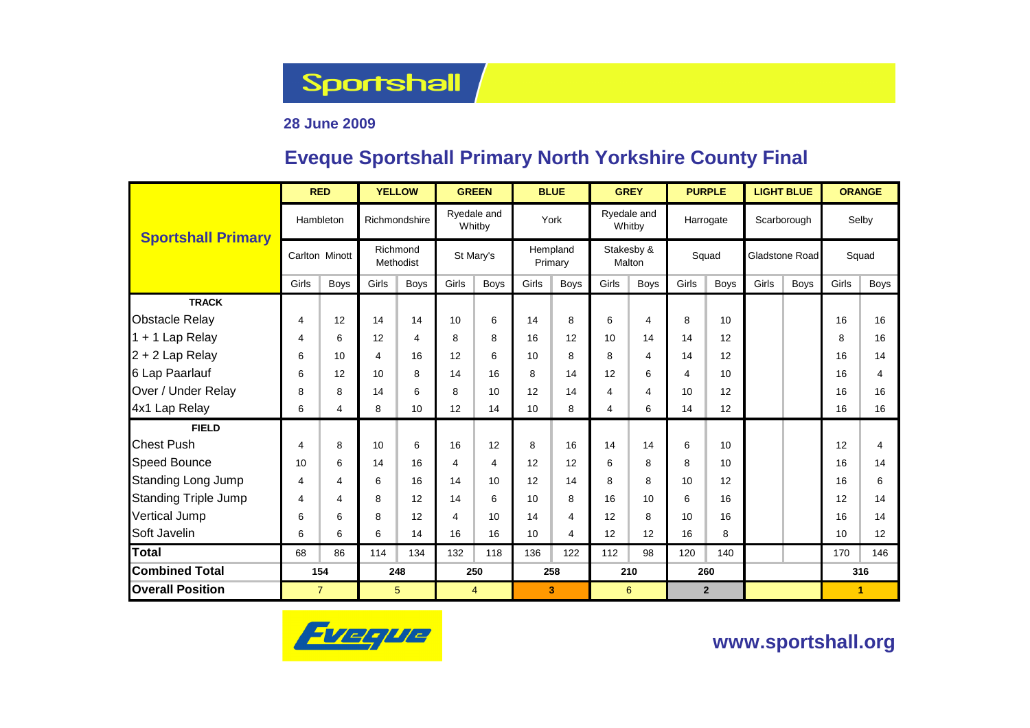# Sportshall

**28 June 2009**

## Eveque Sportshall Primary North Yorkshire County Final

| Sportshall Primary | RED | | YELLOW | | GREEN | | BLUE | | GREY | | PURPLE | | LIGHT BLUE | | ORANGE | |
|---|---|---|---|---|---|---|---|---|---|---|---|---|---|---|---|---|
| | Hambleton | | Richmondshire | | Ryedale and Whitby | | York | | Ryedale and Whitby | | Harrogate | | Scarborough | | Selby | |
| | Carlton Minott | | Richmond Methodist | | St Mary's | | Hempland Primary | | Stakesby & Malton | | Squad | | Gladstone Road | | Squad | |
| | Girls | Boys | Girls | Boys | Girls | Boys | Girls | Boys | Girls | Boys | Girls | Boys | Girls | Boys | Girls | Boys |
| **TRACK** | | | | | | | | | | | | | | | | |
| Obstacle Relay | 4 | 12 | 14 | 14 | 10 | 6 | 14 | 8 | 6 | 4 | 8 | 10 | | | 16 | 16 |
| 1 + 1 Lap Relay | 4 | 6 | 12 | 4 | 8 | 8 | 16 | 12 | 10 | 14 | 14 | 12 | | | 8 | 16 |
| 2 + 2 Lap Relay | 6 | 10 | 4 | 16 | 12 | 6 | 10 | 8 | 8 | 4 | 14 | 12 | | | 16 | 14 |
| 6 Lap Paarlauf | 6 | 12 | 10 | 8 | 14 | 16 | 8 | 14 | 12 | 6 | 4 | 10 | | | 16 | 4 |
| Over / Under Relay | 8 | 8 | 14 | 6 | 8 | 10 | 12 | 14 | 4 | 4 | 10 | 12 | | | 16 | 16 |
| 4x1 Lap Relay | 6 | 4 | 8 | 10 | 12 | 14 | 10 | 8 | 4 | 6 | 14 | 12 | | | 16 | 16 |
| **FIELD** | | | | | | | | | | | | | | | | |
| Chest Push | 4 | 8 | 10 | 6 | 16 | 12 | 8 | 16 | 14 | 14 | 6 | 10 | | | 12 | 4 |
| Speed Bounce | 10 | 6 | 14 | 16 | 4 | 4 | 12 | 12 | 6 | 8 | 8 | 10 | | | 16 | 14 |
| Standing Long Jump | 4 | 4 | 6 | 16 | 14 | 10 | 12 | 14 | 8 | 8 | 10 | 12 | | | 16 | 6 |
| Standing Triple Jump | 4 | 4 | 8 | 12 | 14 | 6 | 10 | 8 | 16 | 10 | 6 | 16 | | | 12 | 14 |
| Vertical Jump | 6 | 6 | 8 | 12 | 4 | 10 | 14 | 4 | 12 | 8 | 10 | 16 | | | 16 | 14 |
| Soft Javelin | 6 | 6 | 6 | 14 | 16 | 16 | 10 | 4 | 12 | 12 | 16 | 8 | | | 10 | 12 |
| **Total** | 68 | 86 | 114 | 134 | 132 | 118 | 136 | 122 | 112 | 98 | 120 | 140 | | | 170 | 146 |
| **Combined Total** | 154 | | 248 | | 250 | | 258 | | 210 | | 260 | | | | 316 | |
| **Overall Position** | 7 | | 5 | | 4 | | 3 | | 6 | | 2 | | | | 1 | |

Eveque

www.sportshall.org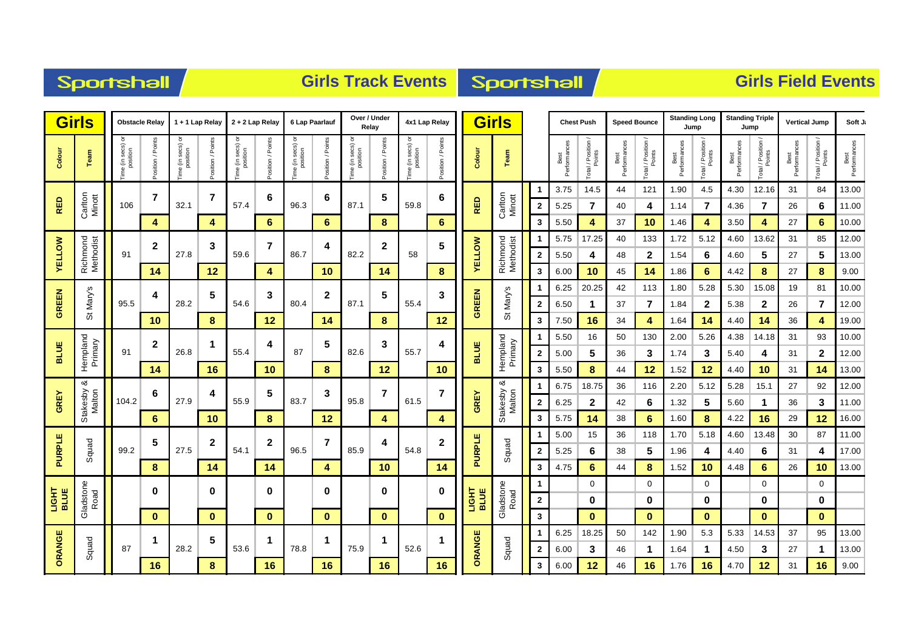# Sportshall — Girls Track Events

| Colour | Team | Obstacle Relay Time (in secs) or position | Obstacle Relay Position / Points | 1 + 1 Lap Relay Time (in secs) or position | 1 + 1 Lap Relay Position / Points | 2 + 2 Lap Relay Time (in secs) or position | 2 + 2 Lap Relay Position / Points | 6 Lap Paarlauf Time (in secs) or position | 6 Lap Paarlauf Position / Points | Over / Under Relay Time (in secs) or position | Over / Under Relay Position / Points | 4x1 Lap Relay Time (in secs) or position | 4x1 Lap Relay Position / Points |
|---|---|---|---|---|---|---|---|---|---|---|---|---|---|
| RED | Carlton Minott | 106 | 7 | 32.1 | 7 | 57.4 | 6 | 96.3 | 6 | 87.1 | 5 | 59.8 | 6 |
| | | | 4 | | 4 | | 6 | | 6 | | 8 | | 6 |
| YELLOW | Richmond Methodist | 91 | 2 | 27.8 | 3 | 59.6 | 7 | 86.7 | 4 | 82.2 | 2 | 58 | 5 |
| | | | 14 | | 12 | | 4 | | 10 | | 14 | | 8 |
| GREEN | St Mary's | 95.5 | 4 | 28.2 | 5 | 54.6 | 3 | 80.4 | 2 | 87.1 | 5 | 55.4 | 3 |
| | | | 10 | | 8 | | 12 | | 14 | | 8 | | 12 |
| BLUE | Hempland Primary | 91 | 2 | 26.8 | 1 | 55.4 | 4 | 87 | 5 | 82.6 | 3 | 55.7 | 4 |
| | | | 14 | | 16 | | 10 | | 8 | | 12 | | 10 |
| GREY | Stakesby & Malton | 104.2 | 6 | 27.9 | 4 | 55.9 | 5 | 83.7 | 3 | 95.8 | 7 | 61.5 | 7 |
| | | | 6 | | 10 | | 8 | | 12 | | 4 | | 4 |
| PURPLE | Squad | 99.2 | 5 | 27.5 | 2 | 54.1 | 2 | 96.5 | 7 | 85.9 | 4 | 54.8 | 2 |
| | | | 8 | | 14 | | 14 | | 4 | | 10 | | 14 |
| LIGHT BLUE | Gladstone Road | | 0 | | 0 | | 0 | | 0 | | 0 | | 0 |
| | | | 0 | | 0 | | 0 | | 0 | | 0 | | 0 |
| ORANGE | Squad | 87 | 1 | 28.2 | 5 | 53.6 | 1 | 78.8 | 1 | 75.9 | 1 | 52.6 | 1 |
| | | | 16 | | 8 | | 16 | | 16 | | 16 | | 16 |

# Sportshall — Girls Field Events

| Colour | Team | | Chest Push Best Performances | Chest Push Total / Position / Points | Speed Bounce Best Performances | Speed Bounce Total / Position / Points | Standing Long Jump Best Performances | Standing Long Jump Total / Position / Points | Standing Triple Jump Best Performances | Standing Triple Jump Total / Position / Points | Vertical Jump Best Performances | Vertical Jump Total / Position / Points | Soft Ja... Best Performances |
|---|---|---|---|---|---|---|---|---|---|---|---|---|---|
| RED | Carlton Minott | 1 | 3.75 | 14.5 | 44 | 121 | 1.90 | 4.5 | 4.30 | 12.16 | 31 | 84 | 13.00 |
| | | 2 | 5.25 | 7 | 40 | 4 | 1.14 | 7 | 4.36 | 7 | 26 | 6 | 11.00 |
| | | 3 | 5.50 | 4 | 37 | 10 | 1.46 | 4 | 3.50 | 4 | 27 | 6 | 10.00 |
| YELLOW | Richmond Methodist | 1 | 5.75 | 17.25 | 40 | 133 | 1.72 | 5.12 | 4.60 | 13.62 | 31 | 85 | 12.00 |
| | | 2 | 5.50 | 4 | 48 | 2 | 1.54 | 6 | 4.60 | 5 | 27 | 5 | 13.00 |
| | | 3 | 6.00 | 10 | 45 | 14 | 1.86 | 6 | 4.42 | 8 | 27 | 8 | 9.00 |
| GREEN | St Mary's | 1 | 6.25 | 20.25 | 42 | 113 | 1.80 | 5.28 | 5.30 | 15.08 | 19 | 81 | 10.00 |
| | | 2 | 6.50 | 1 | 37 | 7 | 1.84 | 2 | 5.38 | 2 | 26 | 7 | 12.00 |
| | | 3 | 7.50 | 16 | 34 | 4 | 1.64 | 14 | 4.40 | 14 | 36 | 4 | 19.00 |
| BLUE | Hempland Primary | 1 | 5.50 | 16 | 50 | 130 | 2.00 | 5.26 | 4.38 | 14.18 | 31 | 93 | 10.00 |
| | | 2 | 5.00 | 5 | 36 | 3 | 1.74 | 3 | 5.40 | 4 | 31 | 2 | 12.00 |
| | | 3 | 5.50 | 8 | 44 | 12 | 1.52 | 12 | 4.40 | 10 | 31 | 14 | 13.00 |
| GREY | Stakesby & Malton | 1 | 6.75 | 18.75 | 36 | 116 | 2.20 | 5.12 | 5.28 | 15.1 | 27 | 92 | 12.00 |
| | | 2 | 6.25 | 2 | 42 | 6 | 1.32 | 5 | 5.60 | 1 | 36 | 3 | 11.00 |
| | | 3 | 5.75 | 14 | 38 | 6 | 1.60 | 8 | 4.22 | 16 | 29 | 12 | 16.00 |
| PURPLE | Squad | 1 | 5.00 | 15 | 36 | 118 | 1.70 | 5.18 | 4.60 | 13.48 | 30 | 87 | 11.00 |
| | | 2 | 5.25 | 6 | 38 | 5 | 1.96 | 4 | 4.40 | 6 | 31 | 4 | 17.00 |
| | | 3 | 4.75 | 6 | 44 | 8 | 1.52 | 10 | 4.48 | 6 | 26 | 10 | 13.00 |
| LIGHT BLUE | Gladstone Road | 1 | | 0 | | 0 | | 0 | | 0 | | 0 | |
| | | 2 | | 0 | | 0 | | 0 | | 0 | | 0 | |
| | | 3 | | 0 | | 0 | | 0 | | 0 | | 0 | |
| ORANGE | Squad | 1 | 6.25 | 18.25 | 50 | 142 | 1.90 | 5.3 | 5.33 | 14.53 | 37 | 95 | 13.00 |
| | | 2 | 6.00 | 3 | 46 | 1 | 1.64 | 1 | 4.50 | 3 | 27 | 1 | 13.00 |
| | | 3 | 6.00 | 12 | 46 | 16 | 1.76 | 16 | 4.70 | 12 | 31 | 16 | 9.00 |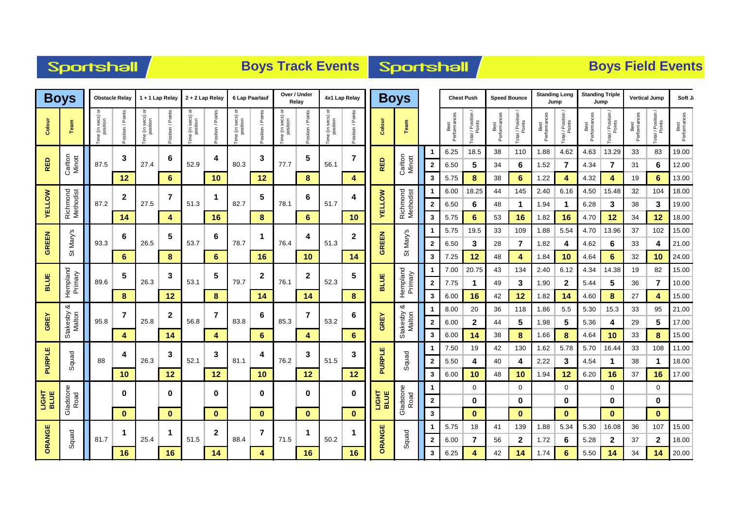## Sportshall — Boys Track Events

| Boys | | Obstacle Relay | | 1 + 1 Lap Relay | | 2 + 2 Lap Relay | | 6 Lap Paarlauf | | Over / Under Relay | | 4x1 Lap Relay | |
|---|---|---|---|---|---|---|---|---|---|---|---|---|---|
| Colour | Team | Time (in secs) or position | Position / Points | Time (in secs) or position | Position / Points | Time (in secs) or position | Position / Points | Time (in secs) or position | Position / Points | Time (in secs) or position | Position / Points | Time (in secs) or position | Position / Points |
| RED | Carlton Minott | 87.5 | 3 | 27.4 | 6 | 52.9 | 4 | 80.3 | 3 | 77.7 | 5 | 56.1 | 7 |
| | | | 12 | | 6 | | 10 | | 12 | | 8 | | 4 |
| YELLOW | Richmond Methodist | 87.2 | 2 | 27.5 | 7 | 51.3 | 1 | 82.7 | 5 | 78.1 | 6 | 51.7 | 4 |
| | | | 14 | | 4 | | 16 | | 8 | | 6 | | 10 |
| GREEN | St Mary's | 93.3 | 6 | 26.5 | 5 | 53.7 | 6 | 78.7 | 1 | 76.4 | 4 | 51.3 | 2 |
| | | | 6 | | 8 | | 6 | | 16 | | 10 | | 14 |
| BLUE | Hempland Primary | 89.6 | 5 | 26.3 | 3 | 53.1 | 5 | 79.7 | 2 | 76.1 | 2 | 52.3 | 5 |
| | | | 8 | | 12 | | 8 | | 14 | | 14 | | 8 |
| GREY | Stakesby & Malton | 95.8 | 7 | 25.8 | 2 | 56.8 | 7 | 83.8 | 6 | 85.3 | 7 | 53.2 | 6 |
| | | | 4 | | 14 | | 4 | | 6 | | 4 | | 6 |
| PURPLE | Squad | 88 | 4 | 26.3 | 3 | 52.1 | 3 | 81.1 | 4 | 76.2 | 3 | 51.5 | 3 |
| | | | 10 | | 12 | | 12 | | 10 | | 12 | | 12 |
| LIGHT BLUE | Gladstone Road | | 0 | | 0 | | 0 | | 0 | | 0 | | 0 |
| | | | 0 | | 0 | | 0 | | 0 | | 0 | | 0 |
| ORANGE | Squad | 81.7 | 1 | 25.4 | 1 | 51.5 | 2 | 88.4 | 7 | 71.5 | 1 | 50.2 | 1 |
| | | | 16 | | 16 | | 14 | | 4 | | 16 | | 16 |

## Sportshall — Boys Field Events

| Boys | | | Chest Push | | Speed Bounce | | Standing Long Jump | | Standing Triple Jump | | Vertical Jump | | Soft Ja |
|---|---|---|---|---|---|---|---|---|---|---|---|---|---|
| Colour | Team | | Best Performances | Total / Position / Points | Best Performances | Total / Position / Points | Best Performances | Total / Position / Points | Best Performances | Total / Position / Points | Best Performances | Total / Position / Points | Best Performances |
| RED | Carlton Minott | 1 | 6.25 | 18.5 | 38 | 110 | 1.88 | 4.62 | 4.63 | 13.29 | 33 | 83 | 19.00 |
| | | 2 | 6.50 | 5 | 34 | 6 | 1.52 | 7 | 4.34 | 7 | 31 | 6 | 12.00 |
| | | 3 | 5.75 | 8 | 38 | 6 | 1.22 | 4 | 4.32 | 4 | 19 | 6 | 13.00 |
| YELLOW | Richmond Methodist | 1 | 6.00 | 18.25 | 44 | 145 | 2.40 | 6.16 | 4.50 | 15.48 | 32 | 104 | 18.00 |
| | | 2 | 6.50 | 6 | 48 | 1 | 1.94 | 1 | 6.28 | 3 | 38 | 3 | 19.00 |
| | | 3 | 5.75 | 6 | 53 | 16 | 1.82 | 16 | 4.70 | 12 | 34 | 12 | 18.00 |
| GREEN | St Mary's | 1 | 5.75 | 19.5 | 33 | 109 | 1.88 | 5.54 | 4.70 | 13.96 | 37 | 102 | 15.00 |
| | | 2 | 6.50 | 3 | 28 | 7 | 1.82 | 4 | 4.62 | 6 | 33 | 4 | 21.00 |
| | | 3 | 7.25 | 12 | 48 | 4 | 1.84 | 10 | 4.64 | 6 | 32 | 10 | 24.00 |
| BLUE | Hempland Primary | 1 | 7.00 | 20.75 | 43 | 134 | 2.40 | 6.12 | 4.34 | 14.38 | 19 | 82 | 15.00 |
| | | 2 | 7.75 | 1 | 49 | 3 | 1.90 | 2 | 5.44 | 5 | 36 | 7 | 10.00 |
| | | 3 | 6.00 | 16 | 42 | 12 | 1.82 | 14 | 4.60 | 8 | 27 | 4 | 15.00 |
| GREY | Stakesby & Malton | 1 | 8.00 | 20 | 36 | 118 | 1.86 | 5.5 | 5.30 | 15.3 | 33 | 95 | 21.00 |
| | | 2 | 6.00 | 2 | 44 | 5 | 1.98 | 5 | 5.36 | 4 | 29 | 5 | 17.00 |
| | | 3 | 6.00 | 14 | 38 | 8 | 1.66 | 8 | 4.64 | 10 | 33 | 8 | 15.00 |
| PURPLE | Squad | 1 | 7.50 | 19 | 42 | 130 | 1.62 | 5.78 | 5.70 | 16.44 | 33 | 108 | 11.00 |
| | | 2 | 5.50 | 4 | 40 | 4 | 2.22 | 3 | 4.54 | 1 | 38 | 1 | 18.00 |
| | | 3 | 6.00 | 10 | 48 | 10 | 1.94 | 12 | 6.20 | 16 | 37 | 16 | 17.00 |
| LIGHT BLUE | Gladstone Road | 1 | | 0 | | 0 | | 0 | | 0 | | 0 | |
| | | 2 | | 0 | | 0 | | 0 | | 0 | | 0 | |
| | | 3 | | 0 | | 0 | | 0 | | 0 | | 0 | |
| ORANGE | Squad | 1 | 5.75 | 18 | 41 | 139 | 1.88 | 5.34 | 5.30 | 16.08 | 36 | 107 | 15.00 |
| | | 2 | 6.00 | 7 | 56 | 2 | 1.72 | 6 | 5.28 | 2 | 37 | 2 | 18.00 |
| | | 3 | 6.25 | 4 | 42 | 14 | 1.74 | 6 | 5.50 | 14 | 34 | 14 | 20.00 |